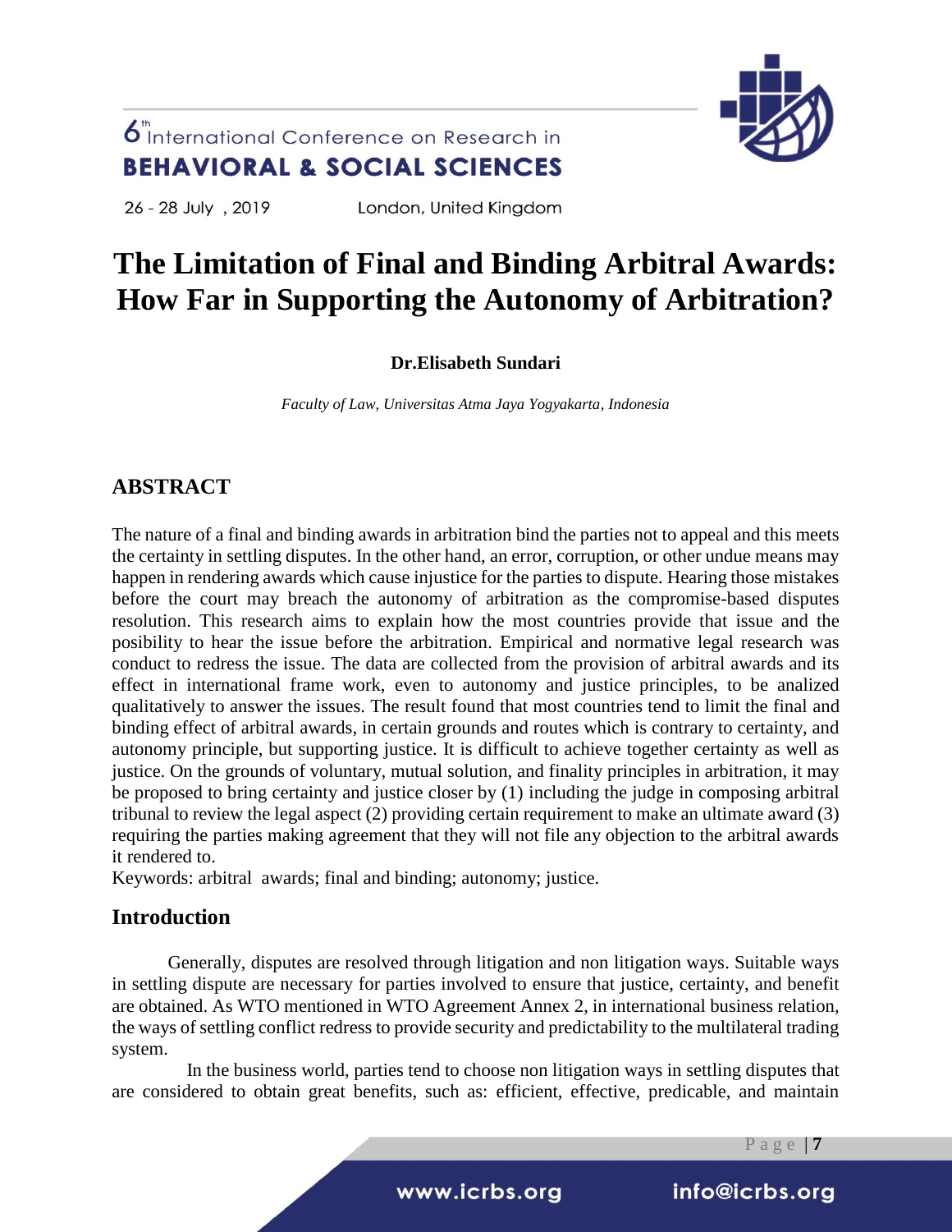# The Limitation of Final and Binding Arbitral Awards: How Far in Supporting the Autonomy of Arbitration?

**Dr.Elisabeth Sundari**

*Faculty of Law, Universitas Atma Jaya Yogyakarta, Indonesia*

## ABSTRACT

The nature of a final and binding awards in arbitration bind the parties not to appeal and this meets the certainty in settling disputes. In the other hand, an error, corruption, or other undue means may happen in rendering awards which cause injustice for the parties to dispute. Hearing those mistakes before the court may breach the autonomy of arbitration as the compromise-based disputes resolution. This research aims to explain how the most countries provide that issue and the posibility to hear the issue before the arbitration. Empirical and normative legal research was conduct to redress the issue. The data are collected from the provision of arbitral awards and its effect in international frame work, even to autonomy and justice principles, to be analized qualitatively to answer the issues. The result found that most countries tend to limit the final and binding effect of arbitral awards, in certain grounds and routes which is contrary to certainty, and autonomy principle, but supporting justice. It is difficult to achieve together certainty as well as justice. On the grounds of voluntary, mutual solution, and finality principles in arbitration, it may be proposed to bring certainty and justice closer by (1) including the judge in composing arbitral tribunal to review the legal aspect (2) providing certain requirement to make an ultimate award (3) requiring the parties making agreement that they will not file any objection to the arbitral awards it rendered to.

Keywords: arbitral awards; final and binding; autonomy; justice.

## Introduction

Generally, disputes are resolved through litigation and non litigation ways. Suitable ways in settling dispute are necessary for parties involved to ensure that justice, certainty, and benefit are obtained. As WTO mentioned in WTO Agreement Annex 2, in international business relation, the ways of settling conflict redress to provide security and predictability to the multilateral trading system.

In the business world, parties tend to choose non litigation ways in settling disputes that are considered to obtain great benefits, such as: efficient, effective, predicable, and maintain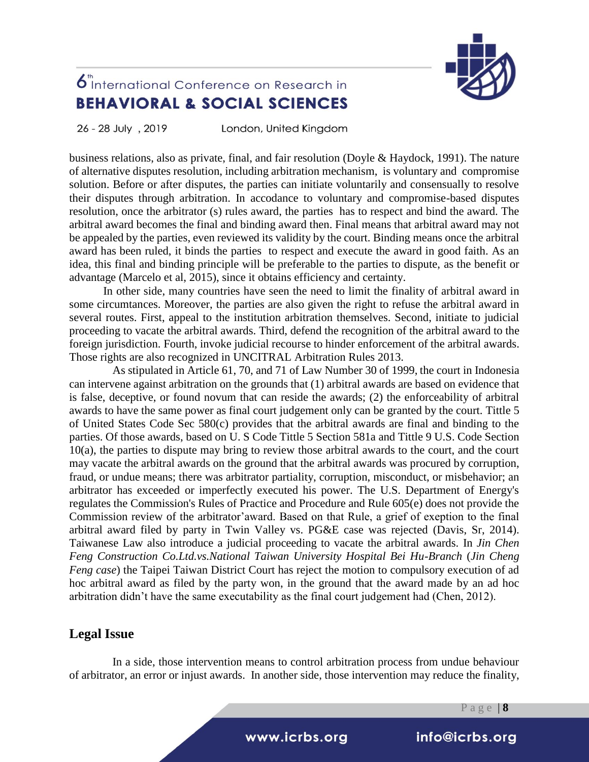business relations, also as private, final, and fair resolution (Doyle & Haydock, 1991). The nature of alternative disputes resolution, including arbitration mechanism, is voluntary and compromise solution. Before or after disputes, the parties can initiate voluntarily and consensually to resolve their disputes through arbitration. In accodance to voluntary and compromise-based disputes resolution, once the arbitrator (s) rules award, the parties has to respect and bind the award. The arbitral award becomes the final and binding award then. Final means that arbitral award may not be appealed by the parties, even reviewed its validity by the court. Binding means once the arbitral award has been ruled, it binds the parties to respect and execute the award in good faith. As an idea, this final and binding principle will be preferable to the parties to dispute, as the benefit or advantage (Marcelo et al, 2015), since it obtains efficiency and certainty.

In other side, many countries have seen the need to limit the finality of arbitral award in some circumtances. Moreover, the parties are also given the right to refuse the arbitral award in several routes. First, appeal to the institution arbitration themselves. Second, initiate to judicial proceeding to vacate the arbitral awards. Third, defend the recognition of the arbitral award to the foreign jurisdiction. Fourth, invoke judicial recourse to hinder enforcement of the arbitral awards. Those rights are also recognized in UNCITRAL Arbitration Rules 2013.

As stipulated in Article 61, 70, and 71 of Law Number 30 of 1999, the court in Indonesia can intervene against arbitration on the grounds that (1) arbitral awards are based on evidence that is false, deceptive, or found novum that can reside the awards; (2) the enforceability of arbitral awards to have the same power as final court judgement only can be granted by the court. Tittle 5 of United States Code Sec 580(c) provides that the arbitral awards are final and binding to the parties. Of those awards, based on U. S Code Tittle 5 Section 581a and Tittle 9 U.S. Code Section 10(a), the parties to dispute may bring to review those arbitral awards to the court, and the court may vacate the arbitral awards on the ground that the arbitral awards was procured by corruption, fraud, or undue means; there was arbitrator partiality, corruption, misconduct, or misbehavior; an arbitrator has exceeded or imperfectly executed his power. The U.S. Department of Energy's regulates the Commission's Rules of Practice and Procedure and Rule 605(e) does not provide the Commission review of the arbitrator'award. Based on that Rule, a grief of exeption to the final arbitral award filed by party in Twin Valley vs. PG&E case was rejected (Davis, Sr, 2014). Taiwanese Law also introduce a judicial proceeding to vacate the arbitral awards. In *Jin Chen Feng Construction Co.Ltd.vs.National Taiwan University Hospital Bei Hu-Branch* (*Jin Cheng Feng case*) the Taipei Taiwan District Court has reject the motion to compulsory execution of ad hoc arbitral award as filed by the party won, in the ground that the award made by an ad hoc arbitration didn't have the same executability as the final court judgement had (Chen, 2012).

## Legal Issue

In a side, those intervention means to control arbitration process from undue behaviour of arbitrator, an error or injust awards. In another side, those intervention may reduce the finality,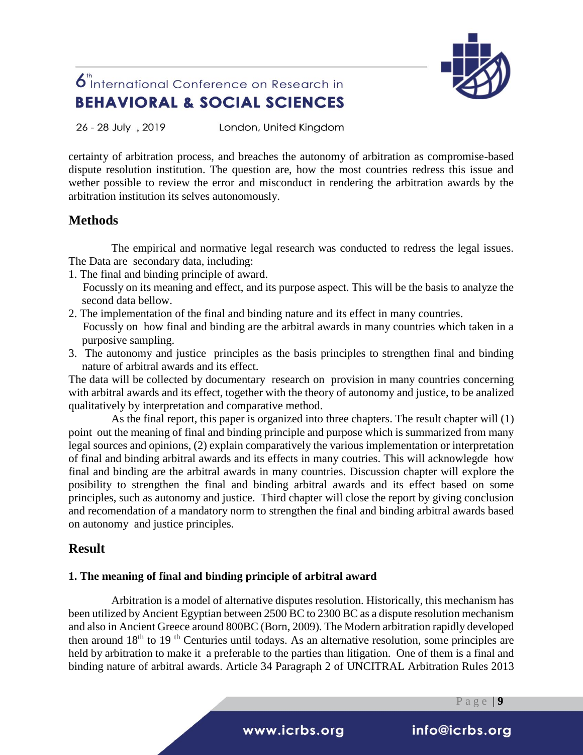certainty of arbitration process, and breaches the autonomy of arbitration as compromise-based dispute resolution institution. The question are, how the most countries redress this issue and wether possible to review the error and misconduct in rendering the arbitration awards by the arbitration institution its selves autonomously.

## Methods

The empirical and normative legal research was conducted to redress the legal issues. The Data are secondary data, including:

1. The final and binding principle of award.
   Focussly on its meaning and effect, and its purpose aspect. This will be the basis to analyze the second data bellow.
2. The implementation of the final and binding nature and its effect in many countries.
   Focussly on how final and binding are the arbitral awards in many countries which taken in a purposive sampling.
3. The autonomy and justice principles as the basis principles to strengthen final and binding nature of arbitral awards and its effect.

The data will be collected by documentary research on provision in many countries concerning with arbitral awards and its effect, together with the theory of autonomy and justice, to be analized qualitatively by interpretation and comparative method.

As the final report, this paper is organized into three chapters. The result chapter will (1) point out the meaning of final and binding principle and purpose which is summarized from many legal sources and opinions, (2) explain comparatively the various implementation or interpretation of final and binding arbitral awards and its effects in many coutries. This will acknowlegde how final and binding are the arbitral awards in many countries. Discussion chapter will explore the posibility to strengthen the final and binding arbitral awards and its effect based on some principles, such as autonomy and justice. Third chapter will close the report by giving conclusion and recomendation of a mandatory norm to strengthen the final and binding arbitral awards based on autonomy and justice principles.

## Result

### 1. The meaning of final and binding principle of arbitral award

Arbitration is a model of alternative disputes resolution. Historically, this mechanism has been utilized by Ancient Egyptian between 2500 BC to 2300 BC as a dispute resolution mechanism and also in Ancient Greece around 800BC (Born, 2009). The Modern arbitration rapidly developed then around 18th to 19th Centuries until todays. As an alternative resolution, some principles are held by arbitration to make it a preferable to the parties than litigation. One of them is a final and binding nature of arbitral awards. Article 34 Paragraph 2 of UNCITRAL Arbitration Rules 2013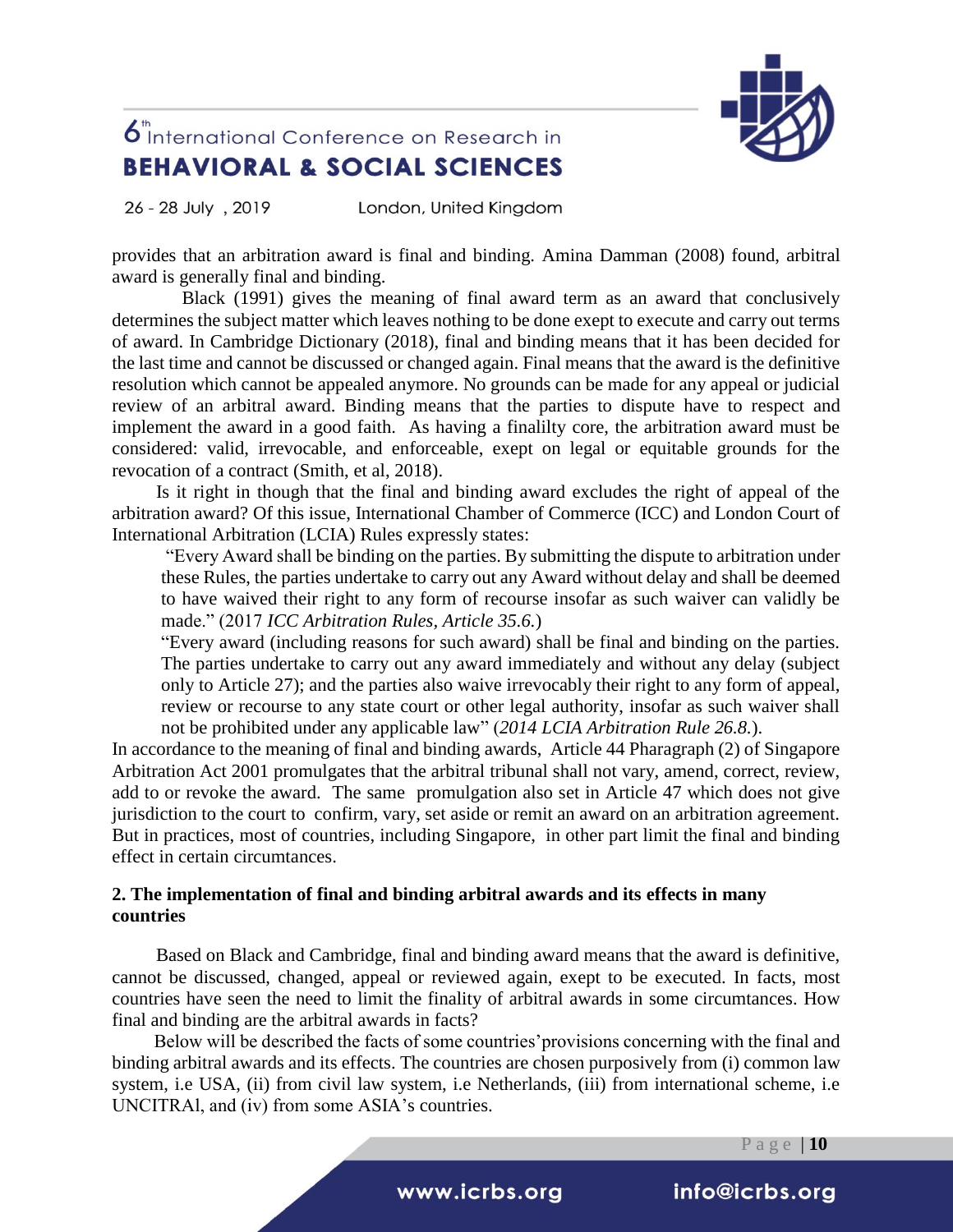provides that an arbitration award is final and binding. Amina Damman (2008) found, arbitral award is generally final and binding.

Black (1991) gives the meaning of final award term as an award that conclusively determines the subject matter which leaves nothing to be done exept to execute and carry out terms of award. In Cambridge Dictionary (2018), final and binding means that it has been decided for the last time and cannot be discussed or changed again. Final means that the award is the definitive resolution which cannot be appealed anymore. No grounds can be made for any appeal or judicial review of an arbitral award. Binding means that the parties to dispute have to respect and implement the award in a good faith. As having a finalilty core, the arbitration award must be considered: valid, irrevocable, and enforceable, exept on legal or equitable grounds for the revocation of a contract (Smith, et al, 2018).

Is it right in though that the final and binding award excludes the right of appeal of the arbitration award? Of this issue, International Chamber of Commerce (ICC) and London Court of International Arbitration (LCIA) Rules expressly states:

> "Every Award shall be binding on the parties. By submitting the dispute to arbitration under these Rules, the parties undertake to carry out any Award without delay and shall be deemed to have waived their right to any form of recourse insofar as such waiver can validly be made." (2017 *ICC Arbitration Rules, Article 35.6.*)
>
> "Every award (including reasons for such award) shall be final and binding on the parties. The parties undertake to carry out any award immediately and without any delay (subject only to Article 27); and the parties also waive irrevocably their right to any form of appeal, review or recourse to any state court or other legal authority, insofar as such waiver shall not be prohibited under any applicable law" (*2014 LCIA Arbitration Rule 26.8.*).

In accordance to the meaning of final and binding awards, Article 44 Pharagraph (2) of Singapore Arbitration Act 2001 promulgates that the arbitral tribunal shall not vary, amend, correct, review, add to or revoke the award. The same promulgation also set in Article 47 which does not give jurisdiction to the court to confirm, vary, set aside or remit an award on an arbitration agreement. But in practices, most of countries, including Singapore, in other part limit the final and binding effect in certain circumtances.

## 2. The implementation of final and binding arbitral awards and its effects in many countries

Based on Black and Cambridge, final and binding award means that the award is definitive, cannot be discussed, changed, appeal or reviewed again, exept to be executed. In facts, most countries have seen the need to limit the finality of arbitral awards in some circumtances. How final and binding are the arbitral awards in facts?

Below will be described the facts of some countries'provisions concerning with the final and binding arbitral awards and its effects. The countries are chosen purposively from (i) common law system, i.e USA, (ii) from civil law system, i.e Netherlands, (iii) from international scheme, i.e UNCITRAl, and (iv) from some ASIA's countries.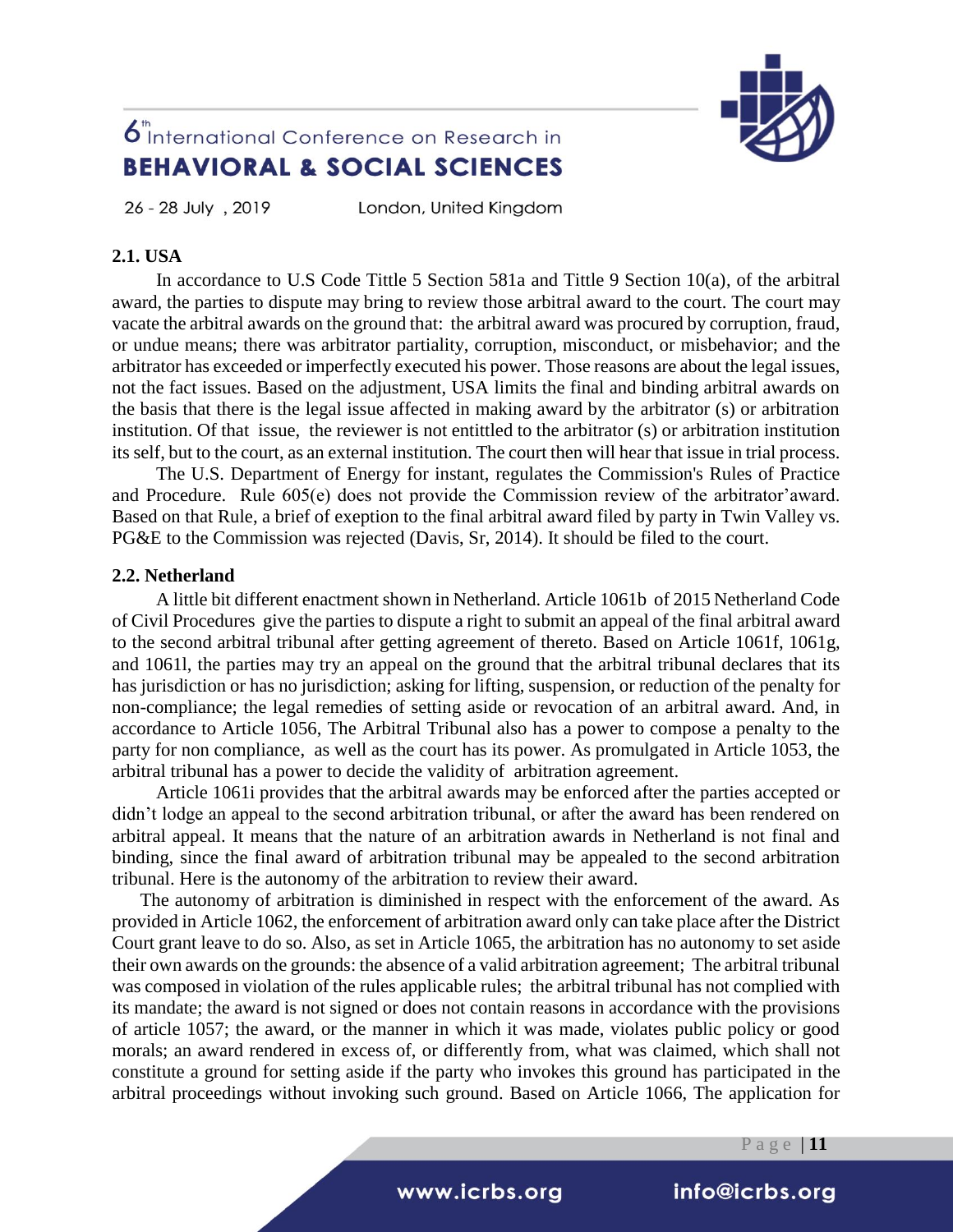### 2.1. USA

In accordance to U.S Code Tittle 5 Section 581a and Tittle 9 Section 10(a), of the arbitral award, the parties to dispute may bring to review those arbitral award to the court. The court may vacate the arbitral awards on the ground that: the arbitral award was procured by corruption, fraud, or undue means; there was arbitrator partiality, corruption, misconduct, or misbehavior; and the arbitrator has exceeded or imperfectly executed his power. Those reasons are about the legal issues, not the fact issues. Based on the adjustment, USA limits the final and binding arbitral awards on the basis that there is the legal issue affected in making award by the arbitrator (s) or arbitration institution. Of that issue, the reviewer is not entittled to the arbitrator (s) or arbitration institution its self, but to the court, as an external institution. The court then will hear that issue in trial process.

The U.S. Department of Energy for instant, regulates the Commission's Rules of Practice and Procedure. Rule 605(e) does not provide the Commission review of the arbitrator'award. Based on that Rule, a brief of exeption to the final arbitral award filed by party in Twin Valley vs. PG&E to the Commission was rejected (Davis, Sr, 2014). It should be filed to the court.

### 2.2. Netherland

A little bit different enactment shown in Netherland. Article 1061b of 2015 Netherland Code of Civil Procedures give the parties to dispute a right to submit an appeal of the final arbitral award to the second arbitral tribunal after getting agreement of thereto. Based on Article 1061f, 1061g, and 1061l, the parties may try an appeal on the ground that the arbitral tribunal declares that its has jurisdiction or has no jurisdiction; asking for lifting, suspension, or reduction of the penalty for non-compliance; the legal remedies of setting aside or revocation of an arbitral award. And, in accordance to Article 1056, The Arbitral Tribunal also has a power to compose a penalty to the party for non compliance, as well as the court has its power. As promulgated in Article 1053, the arbitral tribunal has a power to decide the validity of arbitration agreement.

Article 1061i provides that the arbitral awards may be enforced after the parties accepted or didn't lodge an appeal to the second arbitration tribunal, or after the award has been rendered on arbitral appeal. It means that the nature of an arbitration awards in Netherland is not final and binding, since the final award of arbitration tribunal may be appealed to the second arbitration tribunal. Here is the autonomy of the arbitration to review their award.

The autonomy of arbitration is diminished in respect with the enforcement of the award. As provided in Article 1062, the enforcement of arbitration award only can take place after the District Court grant leave to do so. Also, as set in Article 1065, the arbitration has no autonomy to set aside their own awards on the grounds: the absence of a valid arbitration agreement; The arbitral tribunal was composed in violation of the rules applicable rules; the arbitral tribunal has not complied with its mandate; the award is not signed or does not contain reasons in accordance with the provisions of article 1057; the award, or the manner in which it was made, violates public policy or good morals; an award rendered in excess of, or differently from, what was claimed, which shall not constitute a ground for setting aside if the party who invokes this ground has participated in the arbitral proceedings without invoking such ground. Based on Article 1066, The application for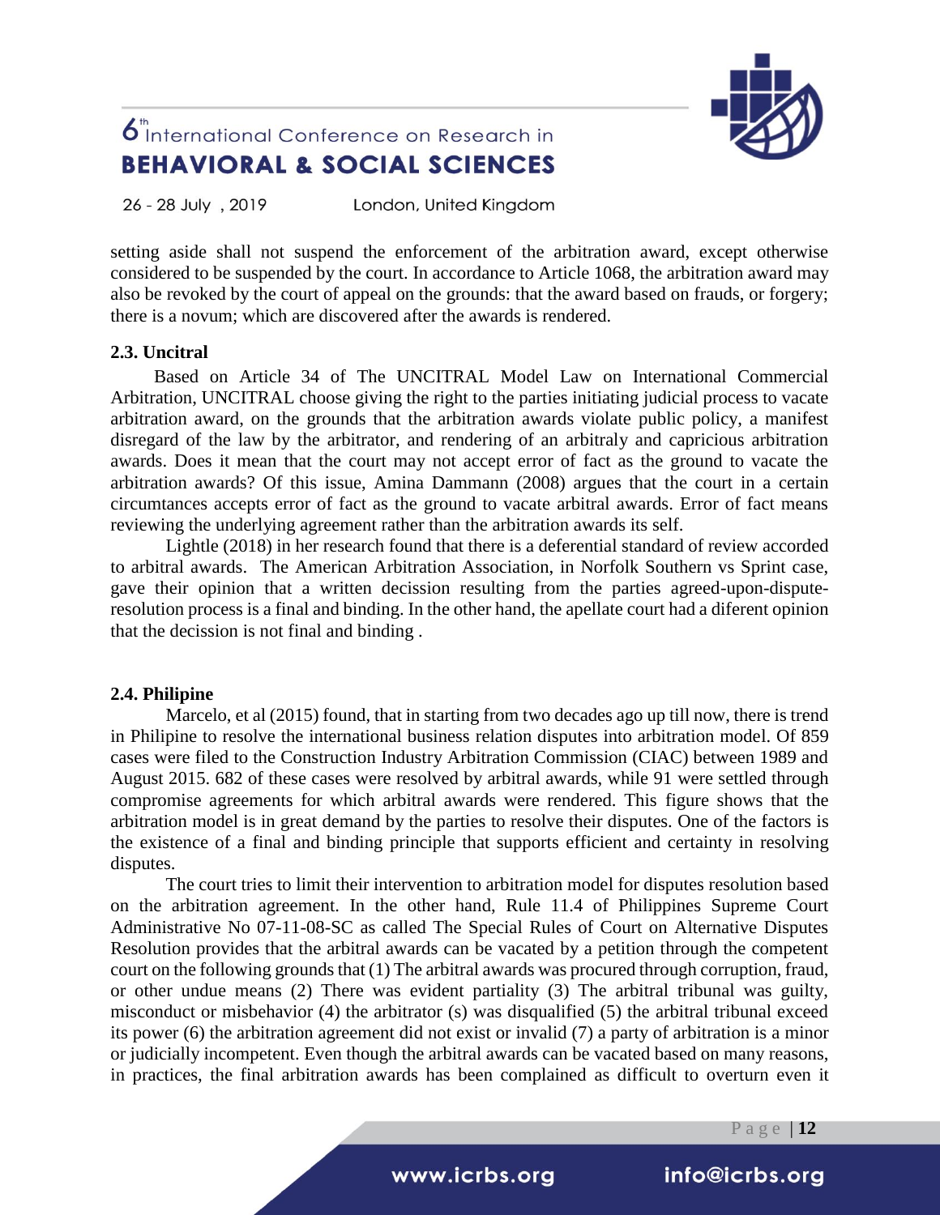setting aside shall not suspend the enforcement of the arbitration award, except otherwise considered to be suspended by the court. In accordance to Article 1068, the arbitration award may also be revoked by the court of appeal on the grounds: that the award based on frauds, or forgery; there is a novum; which are discovered after the awards is rendered.

### 2.3. Uncitral

Based on Article 34 of The UNCITRAL Model Law on International Commercial Arbitration, UNCITRAL choose giving the right to the parties initiating judicial process to vacate arbitration award, on the grounds that the arbitration awards violate public policy, a manifest disregard of the law by the arbitrator, and rendering of an arbitraly and capricious arbitration awards. Does it mean that the court may not accept error of fact as the ground to vacate the arbitration awards? Of this issue, Amina Dammann (2008) argues that the court in a certain circumtances accepts error of fact as the ground to vacate arbitral awards. Error of fact means reviewing the underlying agreement rather than the arbitration awards its self.

Lightle (2018) in her research found that there is a deferential standard of review accorded to arbitral awards. The American Arbitration Association, in Norfolk Southern vs Sprint case, gave their opinion that a written decission resulting from the parties agreed-upon-dispute-resolution process is a final and binding. In the other hand, the apellate court had a diferent opinion that the decission is not final and binding .

### 2.4. Philipine

Marcelo, et al (2015) found, that in starting from two decades ago up till now, there is trend in Philipine to resolve the international business relation disputes into arbitration model. Of 859 cases were filed to the Construction Industry Arbitration Commission (CIAC) between 1989 and August 2015. 682 of these cases were resolved by arbitral awards, while 91 were settled through compromise agreements for which arbitral awards were rendered. This figure shows that the arbitration model is in great demand by the parties to resolve their disputes. One of the factors is the existence of a final and binding principle that supports efficient and certainty in resolving disputes.

The court tries to limit their intervention to arbitration model for disputes resolution based on the arbitration agreement. In the other hand, Rule 11.4 of Philippines Supreme Court Administrative No 07-11-08-SC as called The Special Rules of Court on Alternative Disputes Resolution provides that the arbitral awards can be vacated by a petition through the competent court on the following grounds that (1) The arbitral awards was procured through corruption, fraud, or other undue means (2) There was evident partiality (3) The arbitral tribunal was guilty, misconduct or misbehavior (4) the arbitrator (s) was disqualified (5) the arbitral tribunal exceed its power (6) the arbitration agreement did not exist or invalid (7) a party of arbitration is a minor or judicially incompetent. Even though the arbitral awards can be vacated based on many reasons, in practices, the final arbitration awards has been complained as difficult to overturn even it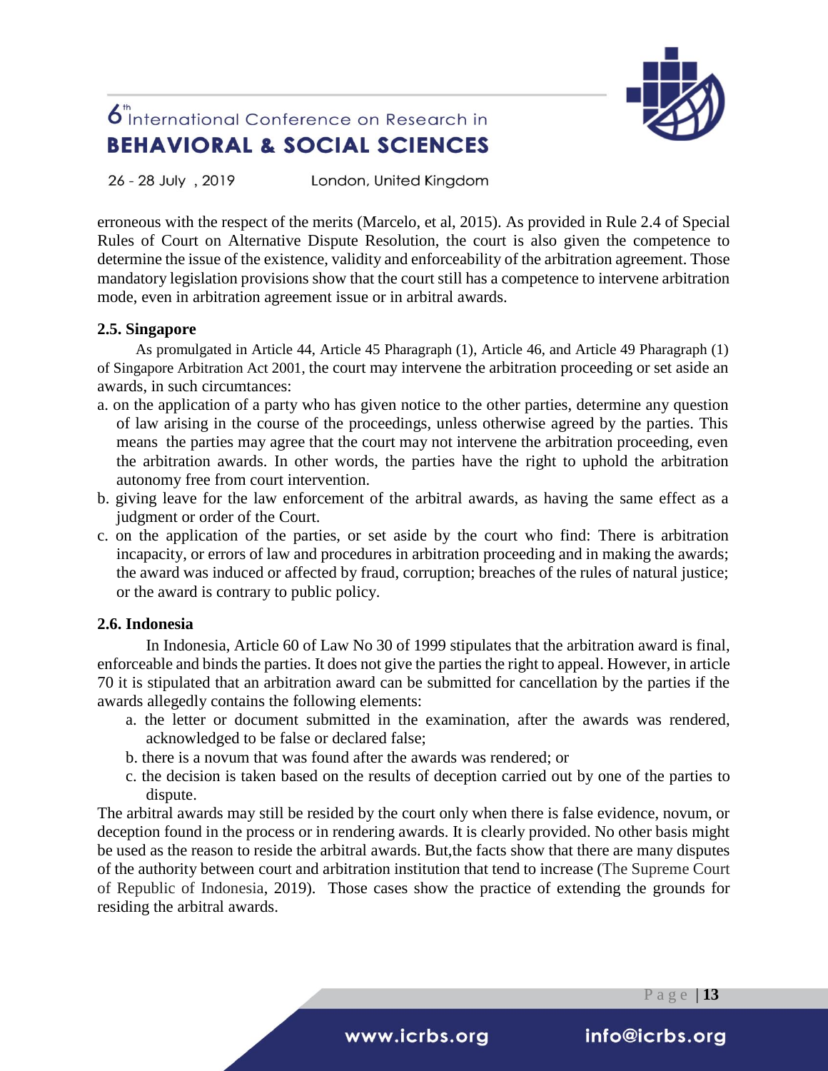erroneous with the respect of the merits (Marcelo, et al, 2015). As provided in Rule 2.4 of Special Rules of Court on Alternative Dispute Resolution, the court is also given the competence to determine the issue of the existence, validity and enforceability of the arbitration agreement. Those mandatory legislation provisions show that the court still has a competence to intervene arbitration mode, even in arbitration agreement issue or in arbitral awards.

### 2.5. Singapore

As promulgated in Article 44, Article 45 Pharagraph (1), Article 46, and Article 49 Pharagraph (1) of Singapore Arbitration Act 2001, the court may intervene the arbitration proceeding or set aside an awards, in such circumtances:

a. on the application of a party who has given notice to the other parties, determine any question of law arising in the course of the proceedings, unless otherwise agreed by the parties. This means the parties may agree that the court may not intervene the arbitration proceeding, even the arbitration awards. In other words, the parties have the right to uphold the arbitration autonomy free from court intervention.
b. giving leave for the law enforcement of the arbitral awards, as having the same effect as a judgment or order of the Court.
c. on the application of the parties, or set aside by the court who find: There is arbitration incapacity, or errors of law and procedures in arbitration proceeding and in making the awards; the award was induced or affected by fraud, corruption; breaches of the rules of natural justice; or the award is contrary to public policy.

### 2.6. Indonesia

In Indonesia, Article 60 of Law No 30 of 1999 stipulates that the arbitration award is final, enforceable and binds the parties. It does not give the parties the right to appeal. However, in article 70 it is stipulated that an arbitration award can be submitted for cancellation by the parties if the awards allegedly contains the following elements:

a. the letter or document submitted in the examination, after the awards was rendered, acknowledged to be false or declared false;
b. there is a novum that was found after the awards was rendered; or
c. the decision is taken based on the results of deception carried out by one of the parties to dispute.

The arbitral awards may still be resided by the court only when there is false evidence, novum, or deception found in the process or in rendering awards. It is clearly provided. No other basis might be used as the reason to reside the arbitral awards. But,the facts show that there are many disputes of the authority between court and arbitration institution that tend to increase (The Supreme Court of Republic of Indonesia, 2019). Those cases show the practice of extending the grounds for residing the arbitral awards.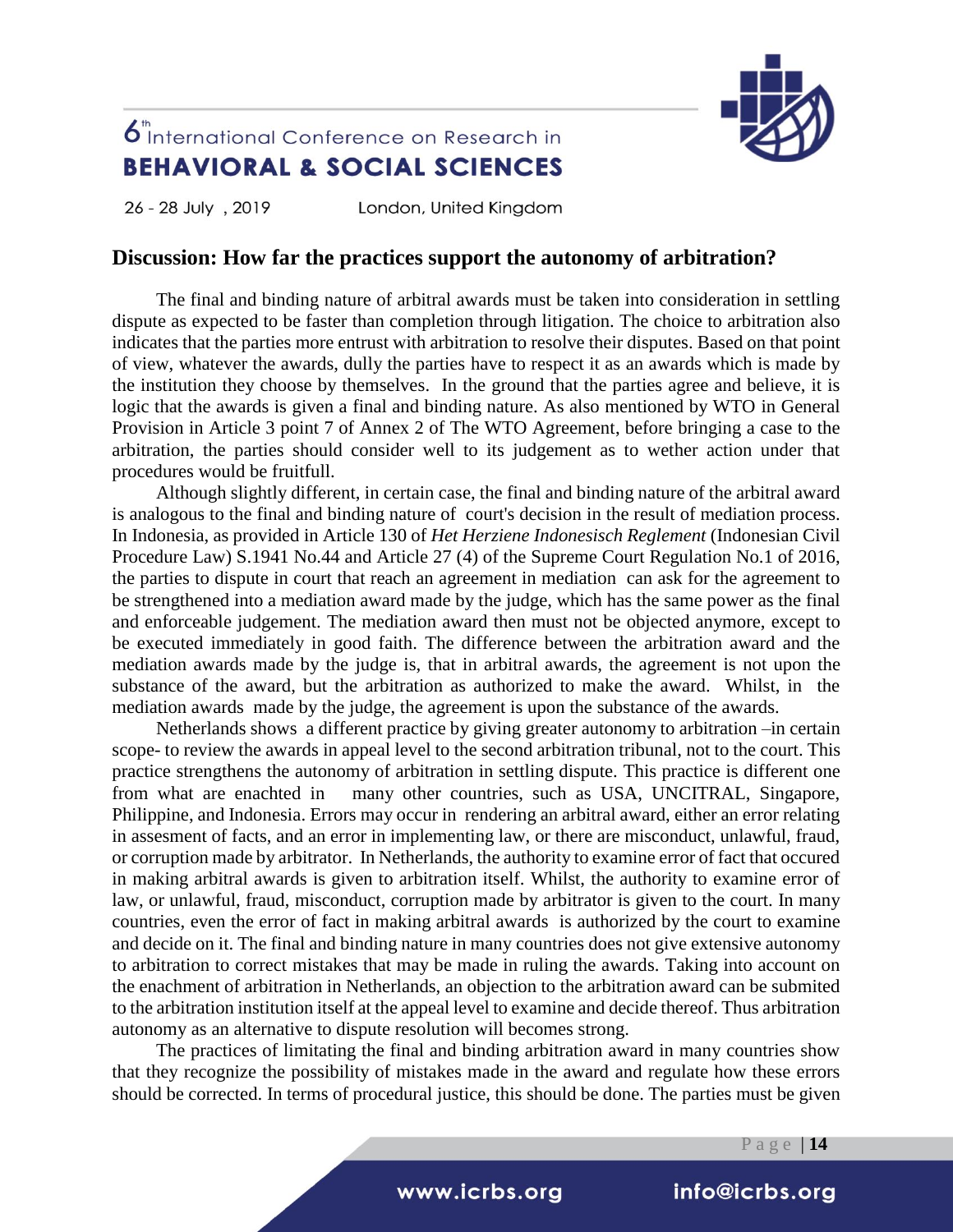## Discussion: How far the practices support the autonomy of arbitration?

The final and binding nature of arbitral awards must be taken into consideration in settling dispute as expected to be faster than completion through litigation. The choice to arbitration also indicates that the parties more entrust with arbitration to resolve their disputes. Based on that point of view, whatever the awards, dully the parties have to respect it as an awards which is made by the institution they choose by themselves. In the ground that the parties agree and believe, it is logic that the awards is given a final and binding nature. As also mentioned by WTO in General Provision in Article 3 point 7 of Annex 2 of The WTO Agreement, before bringing a case to the arbitration, the parties should consider well to its judgement as to wether action under that procedures would be fruitfull.

Although slightly different, in certain case, the final and binding nature of the arbitral award is analogous to the final and binding nature of court's decision in the result of mediation process. In Indonesia, as provided in Article 130 of *Het Herziene Indonesisch Reglement* (Indonesian Civil Procedure Law) S.1941 No.44 and Article 27 (4) of the Supreme Court Regulation No.1 of 2016, the parties to dispute in court that reach an agreement in mediation can ask for the agreement to be strengthened into a mediation award made by the judge, which has the same power as the final and enforceable judgement. The mediation award then must not be objected anymore, except to be executed immediately in good faith. The difference between the arbitration award and the mediation awards made by the judge is, that in arbitral awards, the agreement is not upon the substance of the award, but the arbitration as authorized to make the award. Whilst, in the mediation awards made by the judge, the agreement is upon the substance of the awards.

Netherlands shows a different practice by giving greater autonomy to arbitration –in certain scope- to review the awards in appeal level to the second arbitration tribunal, not to the court. This practice strengthens the autonomy of arbitration in settling dispute. This practice is different one from what are enachted in many other countries, such as USA, UNCITRAL, Singapore, Philippine, and Indonesia. Errors may occur in rendering an arbitral award, either an error relating in assesment of facts, and an error in implementing law, or there are misconduct, unlawful, fraud, or corruption made by arbitrator. In Netherlands, the authority to examine error of fact that occured in making arbitral awards is given to arbitration itself. Whilst, the authority to examine error of law, or unlawful, fraud, misconduct, corruption made by arbitrator is given to the court. In many countries, even the error of fact in making arbitral awards is authorized by the court to examine and decide on it. The final and binding nature in many countries does not give extensive autonomy to arbitration to correct mistakes that may be made in ruling the awards. Taking into account on the enachment of arbitration in Netherlands, an objection to the arbitration award can be submited to the arbitration institution itself at the appeal level to examine and decide thereof. Thus arbitration autonomy as an alternative to dispute resolution will becomes strong.

The practices of limitating the final and binding arbitration award in many countries show that they recognize the possibility of mistakes made in the award and regulate how these errors should be corrected. In terms of procedural justice, this should be done. The parties must be given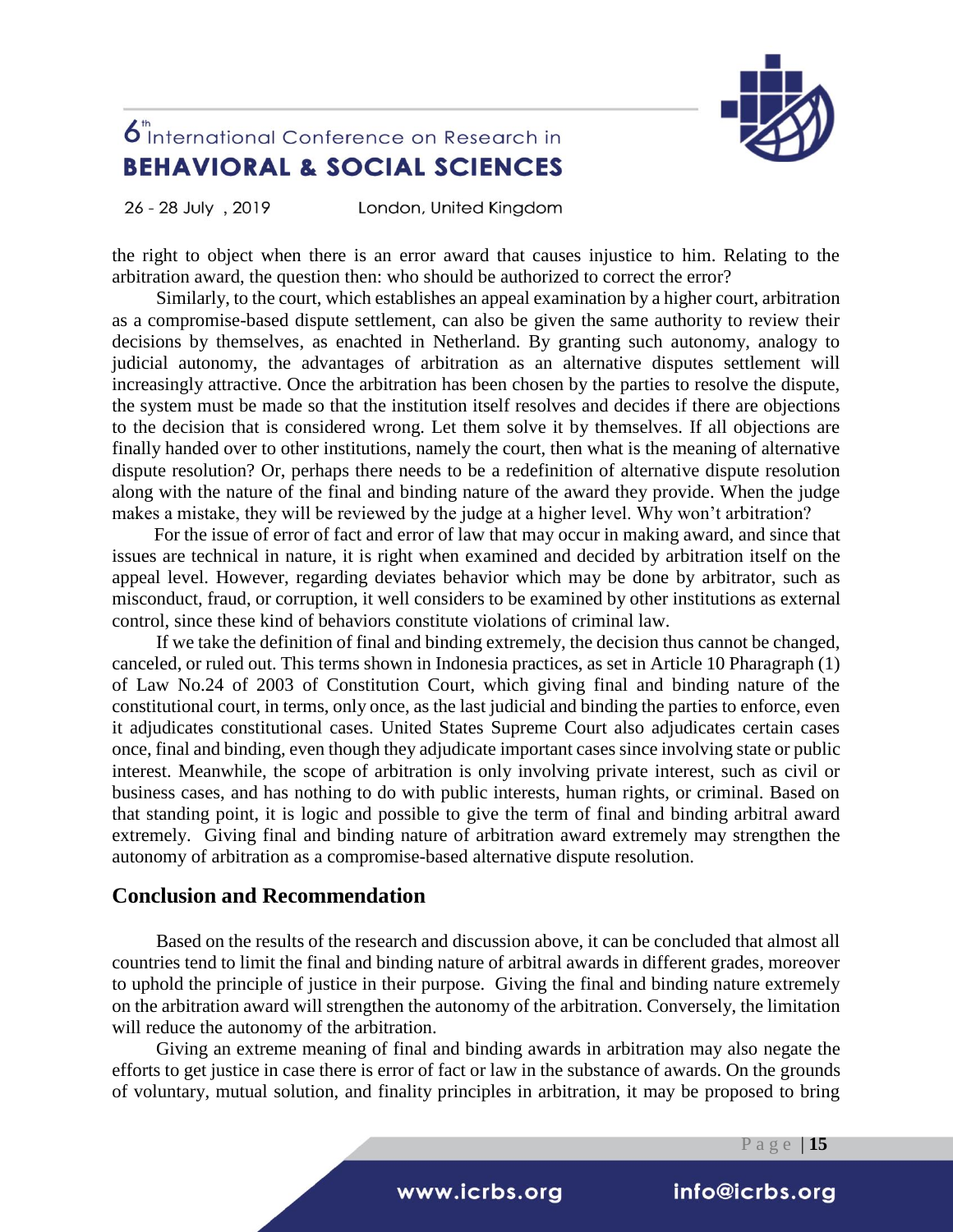the right to object when there is an error award that causes injustice to him. Relating to the arbitration award, the question then: who should be authorized to correct the error?

Similarly, to the court, which establishes an appeal examination by a higher court, arbitration as a compromise-based dispute settlement, can also be given the same authority to review their decisions by themselves, as enachted in Netherland. By granting such autonomy, analogy to judicial autonomy, the advantages of arbitration as an alternative disputes settlement will increasingly attractive. Once the arbitration has been chosen by the parties to resolve the dispute, the system must be made so that the institution itself resolves and decides if there are objections to the decision that is considered wrong. Let them solve it by themselves. If all objections are finally handed over to other institutions, namely the court, then what is the meaning of alternative dispute resolution? Or, perhaps there needs to be a redefinition of alternative dispute resolution along with the nature of the final and binding nature of the award they provide. When the judge makes a mistake, they will be reviewed by the judge at a higher level. Why won't arbitration?

For the issue of error of fact and error of law that may occur in making award, and since that issues are technical in nature, it is right when examined and decided by arbitration itself on the appeal level. However, regarding deviates behavior which may be done by arbitrator, such as misconduct, fraud, or corruption, it well considers to be examined by other institutions as external control, since these kind of behaviors constitute violations of criminal law.

If we take the definition of final and binding extremely, the decision thus cannot be changed, canceled, or ruled out. This terms shown in Indonesia practices, as set in Article 10 Pharagraph (1) of Law No.24 of 2003 of Constitution Court, which giving final and binding nature of the constitutional court, in terms, only once, as the last judicial and binding the parties to enforce, even it adjudicates constitutional cases. United States Supreme Court also adjudicates certain cases once, final and binding, even though they adjudicate important cases since involving state or public interest. Meanwhile, the scope of arbitration is only involving private interest, such as civil or business cases, and has nothing to do with public interests, human rights, or criminal. Based on that standing point, it is logic and possible to give the term of final and binding arbitral award extremely. Giving final and binding nature of arbitration award extremely may strengthen the autonomy of arbitration as a compromise-based alternative dispute resolution.

## Conclusion and Recommendation

Based on the results of the research and discussion above, it can be concluded that almost all countries tend to limit the final and binding nature of arbitral awards in different grades, moreover to uphold the principle of justice in their purpose. Giving the final and binding nature extremely on the arbitration award will strengthen the autonomy of the arbitration. Conversely, the limitation will reduce the autonomy of the arbitration.

Giving an extreme meaning of final and binding awards in arbitration may also negate the efforts to get justice in case there is error of fact or law in the substance of awards. On the grounds of voluntary, mutual solution, and finality principles in arbitration, it may be proposed to bring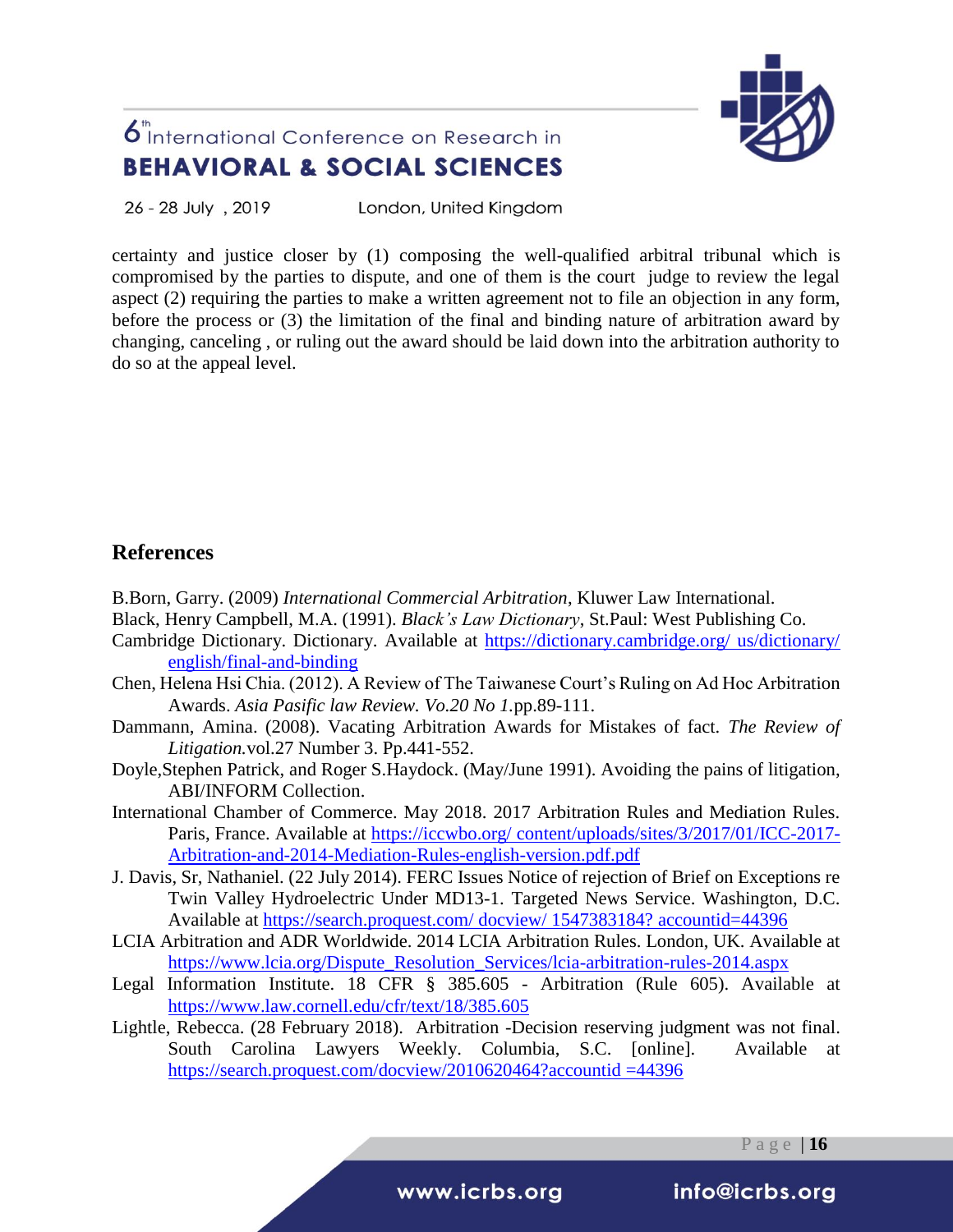certainty and justice closer by (1) composing the well-qualified arbitral tribunal which is compromised by the parties to dispute, and one of them is the court judge to review the legal aspect (2) requiring the parties to make a written agreement not to file an objection in any form, before the process or (3) the limitation of the final and binding nature of arbitration award by changing, canceling , or ruling out the award should be laid down into the arbitration authority to do so at the appeal level.

## References

B.Born, Garry. (2009) *International Commercial Arbitration*, Kluwer Law International.

Black, Henry Campbell, M.A. (1991). *Black's Law Dictionary*, St.Paul: West Publishing Co.

Cambridge Dictionary. Dictionary. Available at https://dictionary.cambridge.org/ us/dictionary/ english/final-and-binding

Chen, Helena Hsi Chia. (2012). A Review of The Taiwanese Court's Ruling on Ad Hoc Arbitration Awards. *Asia Pasific law Review. Vo.20 No 1.*pp.89-111.

Dammann, Amina. (2008). Vacating Arbitration Awards for Mistakes of fact. *The Review of Litigation.*vol.27 Number 3. Pp.441-552.

Doyle,Stephen Patrick, and Roger S.Haydock. (May/June 1991). Avoiding the pains of litigation, ABI/INFORM Collection.

International Chamber of Commerce. May 2018. 2017 Arbitration Rules and Mediation Rules. Paris, France. Available at https://iccwbo.org/ content/uploads/sites/3/2017/01/ICC-2017-Arbitration-and-2014-Mediation-Rules-english-version.pdf.pdf

J. Davis, Sr, Nathaniel. (22 July 2014). FERC Issues Notice of rejection of Brief on Exceptions re Twin Valley Hydroelectric Under MD13-1. Targeted News Service. Washington, D.C. Available at https://search.proquest.com/ docview/ 1547383184? accountid=44396

LCIA Arbitration and ADR Worldwide. 2014 LCIA Arbitration Rules. London, UK. Available at https://www.lcia.org/Dispute_Resolution_Services/lcia-arbitration-rules-2014.aspx

Legal Information Institute. 18 CFR § 385.605 - Arbitration (Rule 605). Available at https://www.law.cornell.edu/cfr/text/18/385.605

Lightle, Rebecca. (28 February 2018). Arbitration -Decision reserving judgment was not final. South Carolina Lawyers Weekly. Columbia, S.C. [online]. Available at https://search.proquest.com/docview/2010620464?accountid =44396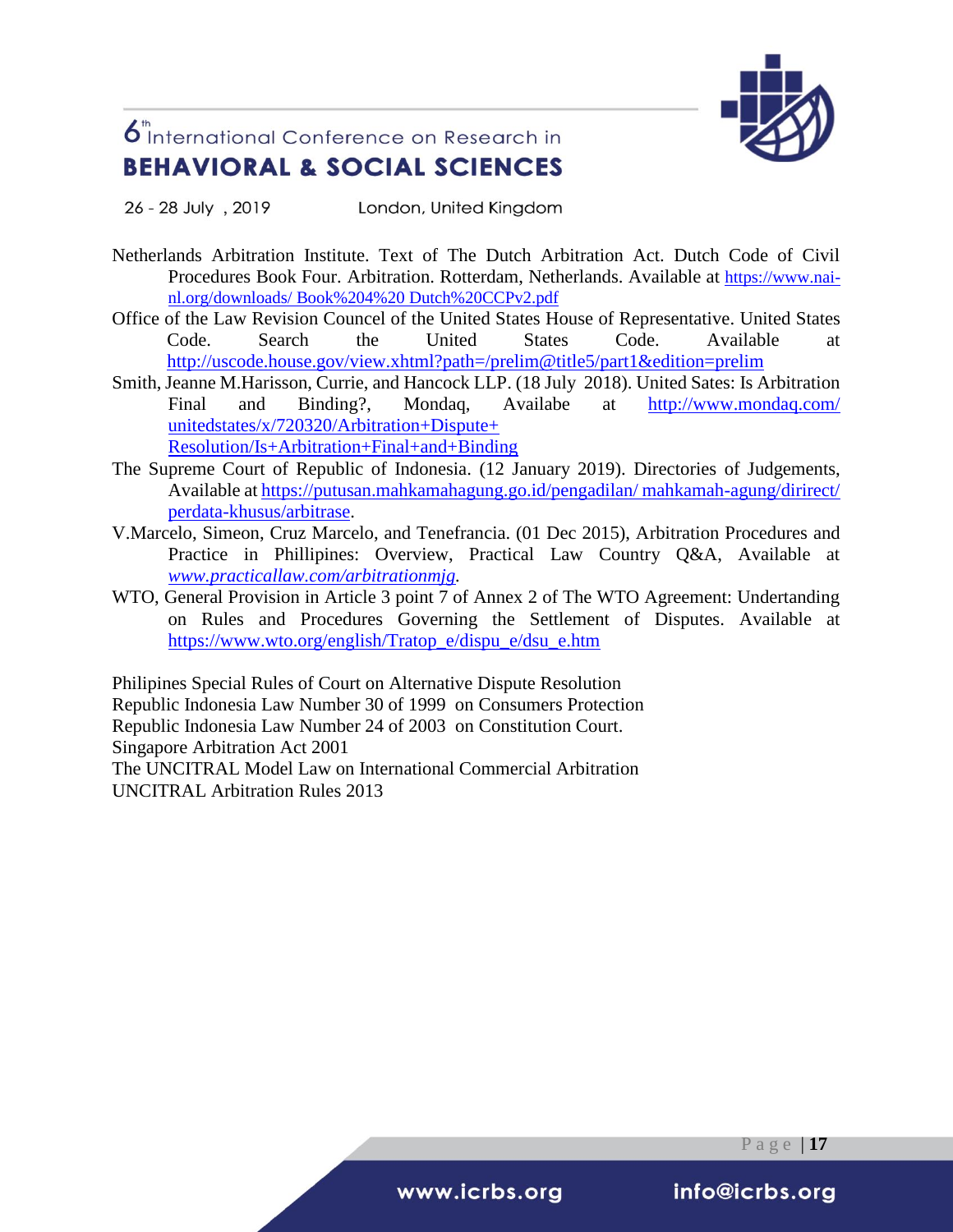Netherlands Arbitration Institute. Text of The Dutch Arbitration Act. Dutch Code of Civil Procedures Book Four. Arbitration. Rotterdam, Netherlands. Available at https://www.nai-nl.org/downloads/ Book%204%20 Dutch%20CCPv2.pdf

Office of the Law Revision Councel of the United States House of Representative. United States Code. Search the United States Code. Available at http://uscode.house.gov/view.xhtml?path=/prelim@title5/part1&edition=prelim

Smith, Jeanne M.Harisson, Currie, and Hancock LLP. (18 July 2018). United Sates: Is Arbitration Final and Binding?, Mondaq, Availabe at http://www.mondaq.com/ unitedstates/x/720320/Arbitration+Dispute+ Resolution/Is+Arbitration+Final+and+Binding

The Supreme Court of Republic of Indonesia. (12 January 2019). Directories of Judgements, Available at https://putusan.mahkamahagung.go.id/pengadilan/ mahkamah-agung/dirirect/ perdata-khusus/arbitrase.

V.Marcelo, Simeon, Cruz Marcelo, and Tenefrancia. (01 Dec 2015), Arbitration Procedures and Practice in Phillipines: Overview, Practical Law Country Q&A, Available at *www.practicallaw.com/arbitrationmjg*.

WTO, General Provision in Article 3 point 7 of Annex 2 of The WTO Agreement: Undertanding on Rules and Procedures Governing the Settlement of Disputes. Available at https://www.wto.org/english/Tratop_e/dispu_e/dsu_e.htm

Philipines Special Rules of Court on Alternative Dispute Resolution
Republic Indonesia Law Number 30 of 1999 on Consumers Protection
Republic Indonesia Law Number 24 of 2003 on Constitution Court.
Singapore Arbitration Act 2001
The UNCITRAL Model Law on International Commercial Arbitration
UNCITRAL Arbitration Rules 2013